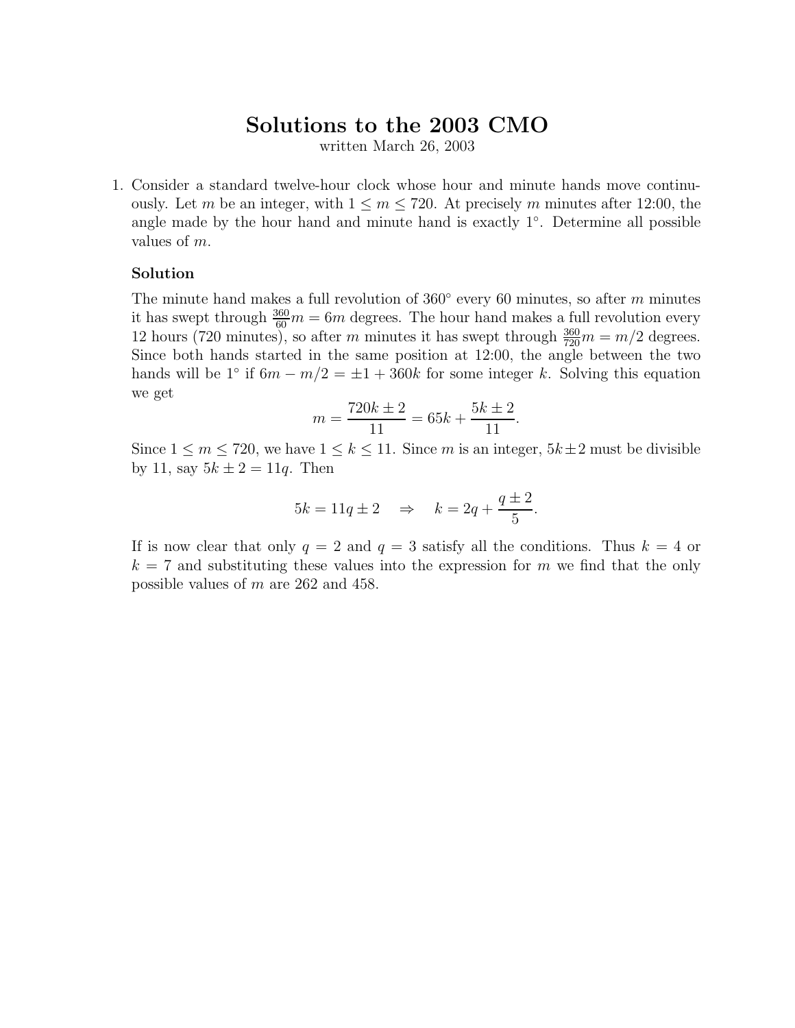# Solutions to the 2003 CMO

written March 26, 2003

1. Consider a standard twelve-hour clock whose hour and minute hands move continuously. Let $m$ be an integer, with $1 \le m \le 720$. At precisely $m$ minutes after 12:00, the angle made by the hour hand and minute hand is exactly $1^\circ$. Determine all possible values of $m$.

   **Solution**

   The minute hand makes a full revolution of $360^\circ$ every 60 minutes, so after $m$ minutes it has swept through $\frac{360}{60}m = 6m$ degrees. The hour hand makes a full revolution every 12 hours (720 minutes), so after $m$ minutes it has swept through $\frac{360}{720}m = m/2$ degrees. Since both hands started in the same position at 12:00, the angle between the two hands will be $1^\circ$ if $6m - m/2 = \pm 1 + 360k$ for some integer $k$. Solving this equation we get

   $$m = \frac{720k \pm 2}{11} = 65k + \frac{5k \pm 2}{11}.$$

   Since $1 \le m \le 720$, we have $1 \le k \le 11$. Since $m$ is an integer, $5k \pm 2$ must be divisible by 11, say $5k \pm 2 = 11q$. Then

   $$5k = 11q \pm 2 \quad \Rightarrow \quad k = 2q + \frac{q \pm 2}{5}.$$

   If is now clear that only $q = 2$ and $q = 3$ satisfy all the conditions. Thus $k = 4$ or $k = 7$ and substituting these values into the expression for $m$ we find that the only possible values of $m$ are 262 and 458.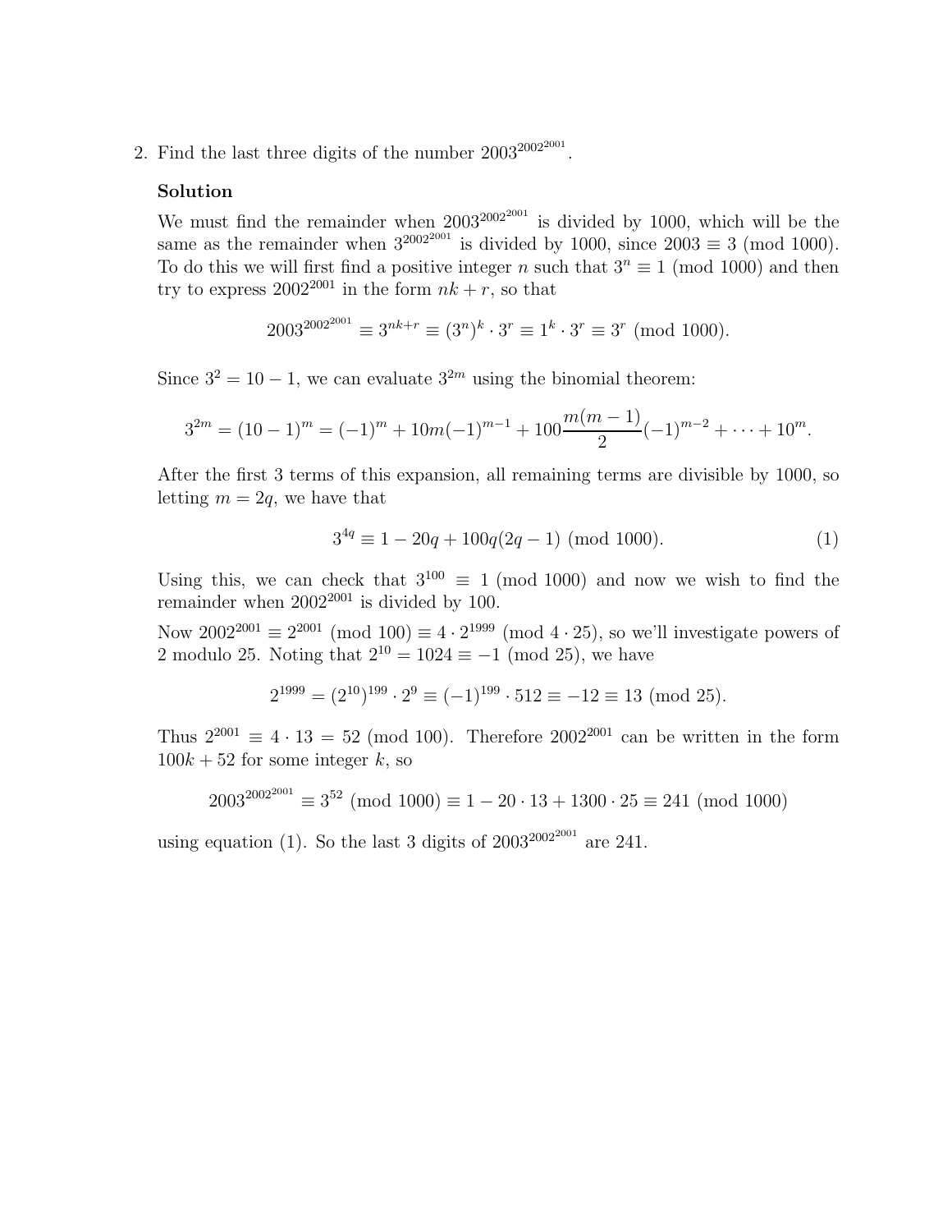2. Find the last three digits of the number $2003^{2002^{2001}}$.

**Solution**

We must find the remainder when $2003^{2002^{2001}}$ is divided by 1000, which will be the same as the remainder when $3^{2002^{2001}}$ is divided by 1000, since $2003 \equiv 3 \pmod{1000}$. To do this we will first find a positive integer $n$ such that $3^n \equiv 1 \pmod{1000}$ and then try to express $2002^{2001}$ in the form $nk + r$, so that

$$2003^{2002^{2001}} \equiv 3^{nk+r} \equiv (3^n)^k \cdot 3^r \equiv 1^k \cdot 3^r \equiv 3^r \pmod{1000}.$$

Since $3^2 = 10 - 1$, we can evaluate $3^{2m}$ using the binomial theorem:

$$3^{2m} = (10-1)^m = (-1)^m + 10m(-1)^{m-1} + 100\frac{m(m-1)}{2}(-1)^{m-2} + \cdots + 10^m.$$

After the first 3 terms of this expansion, all remaining terms are divisible by 1000, so letting $m = 2q$, we have that

$$3^{4q} \equiv 1 - 20q + 100q(2q-1) \pmod{1000}. \tag{1}$$

Using this, we can check that $3^{100} \equiv 1 \pmod{1000}$ and now we wish to find the remainder when $2002^{2001}$ is divided by 100.

Now $2002^{2001} \equiv 2^{2001} \pmod{100} \equiv 4 \cdot 2^{1999} \pmod{4 \cdot 25}$, so we'll investigate powers of 2 modulo 25. Noting that $2^{10} = 1024 \equiv -1 \pmod{25}$, we have

$$2^{1999} = (2^{10})^{199} \cdot 2^9 \equiv (-1)^{199} \cdot 512 \equiv -12 \equiv 13 \pmod{25}.$$

Thus $2^{2001} \equiv 4 \cdot 13 = 52 \pmod{100}$. Therefore $2002^{2001}$ can be written in the form $100k + 52$ for some integer $k$, so

$$2003^{2002^{2001}} \equiv 3^{52} \pmod{1000} \equiv 1 - 20 \cdot 13 + 1300 \cdot 25 \equiv 241 \pmod{1000}$$

using equation (1). So the last 3 digits of $2003^{2002^{2001}}$ are 241.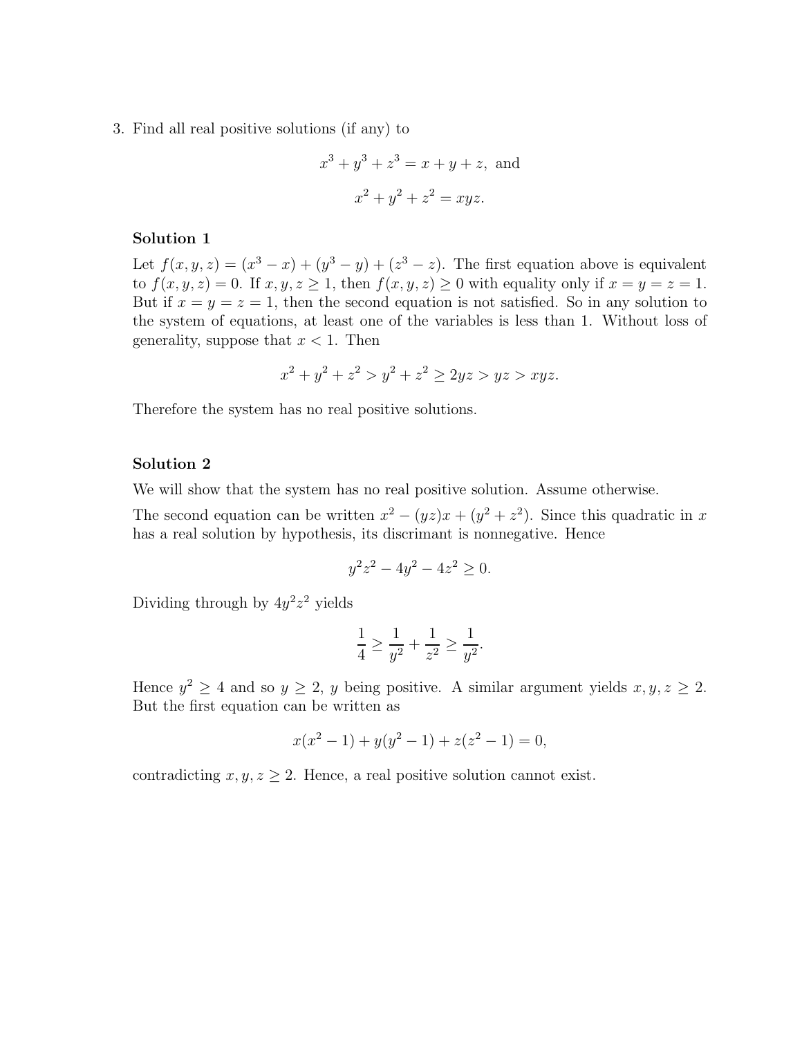3. Find all real positive solutions (if any) to

$$x^3 + y^3 + z^3 = x + y + z, \text{ and}$$

$$x^2 + y^2 + z^2 = xyz.$$

### Solution 1

Let $f(x, y, z) = (x^3 - x) + (y^3 - y) + (z^3 - z)$. The first equation above is equivalent to $f(x, y, z) = 0$. If $x, y, z \geq 1$, then $f(x, y, z) \geq 0$ with equality only if $x = y = z = 1$. But if $x = y = z = 1$, then the second equation is not satisfied. So in any solution to the system of equations, at least one of the variables is less than 1. Without loss of generality, suppose that $x < 1$. Then

$$x^2 + y^2 + z^2 > y^2 + z^2 \geq 2yz > yz > xyz.$$

Therefore the system has no real positive solutions.

### Solution 2

We will show that the system has no real positive solution. Assume otherwise.

The second equation can be written $x^2 - (yz)x + (y^2 + z^2)$. Since this quadratic in $x$ has a real solution by hypothesis, its discrimant is nonnegative. Hence

$$y^2z^2 - 4y^2 - 4z^2 \geq 0.$$

Dividing through by $4y^2z^2$ yields

$$\frac{1}{4} \geq \frac{1}{y^2} + \frac{1}{z^2} \geq \frac{1}{y^2}.$$

Hence $y^2 \geq 4$ and so $y \geq 2$, $y$ being positive. A similar argument yields $x, y, z \geq 2$. But the first equation can be written as

$$x(x^2 - 1) + y(y^2 - 1) + z(z^2 - 1) = 0,$$

contradicting $x, y, z \geq 2$. Hence, a real positive solution cannot exist.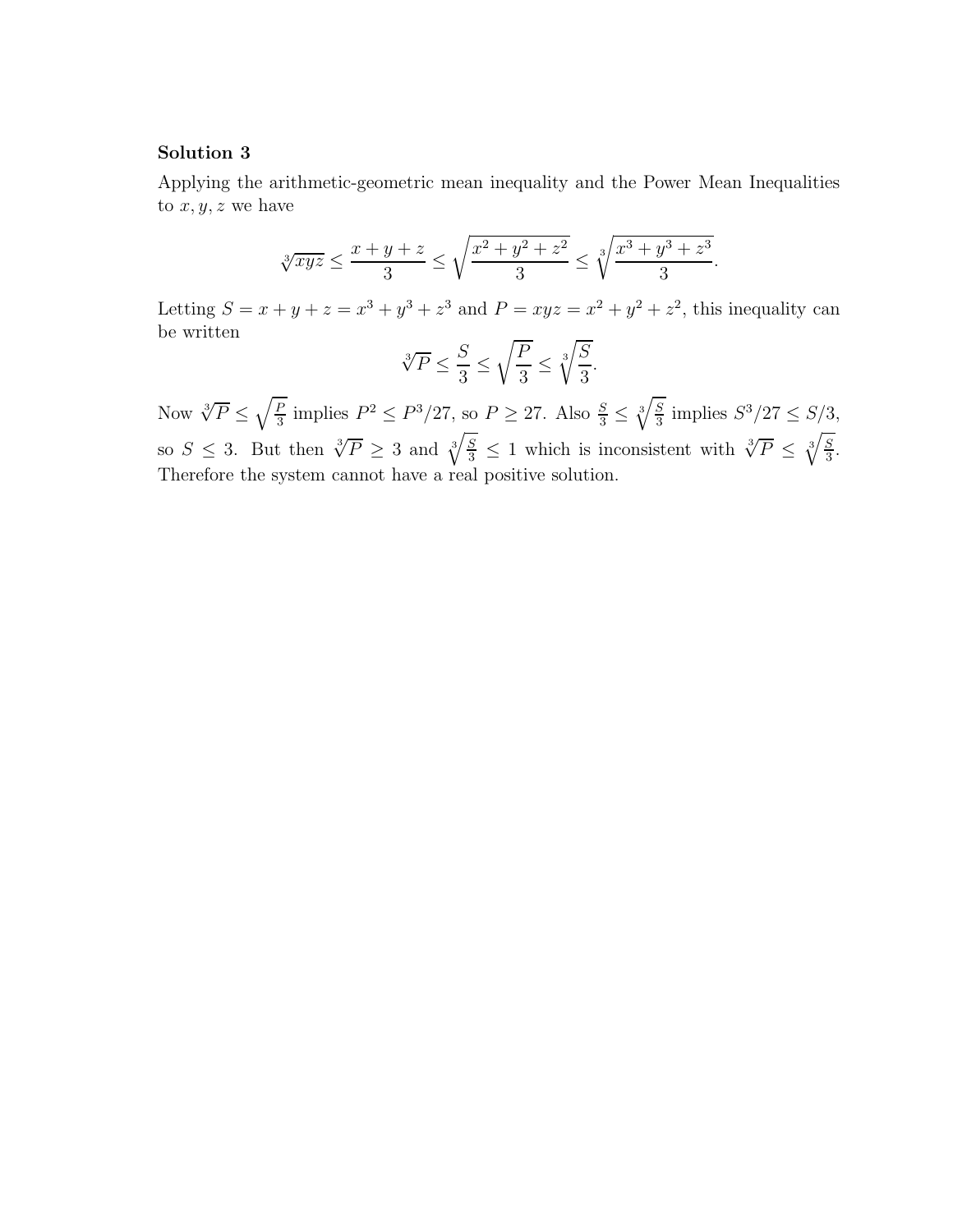**Solution 3**

Applying the arithmetic-geometric mean inequality and the Power Mean Inequalities to $x, y, z$ we have

$$\sqrt[3]{xyz} \leq \frac{x+y+z}{3} \leq \sqrt{\frac{x^2+y^2+z^2}{3}} \leq \sqrt[3]{\frac{x^3+y^3+z^3}{3}}.$$

Letting $S = x + y + z = x^3 + y^3 + z^3$ and $P = xyz = x^2 + y^2 + z^2$, this inequality can be written

$$\sqrt[3]{P} \leq \frac{S}{3} \leq \sqrt{\frac{P}{3}} \leq \sqrt[3]{\frac{S}{3}}.$$

Now $\sqrt[3]{P} \leq \sqrt{\frac{P}{3}}$ implies $P^2 \leq P^3/27$, so $P \geq 27$. Also $\frac{S}{3} \leq \sqrt[3]{\frac{S}{3}}$ implies $S^3/27 \leq S/3$, so $S \leq 3$. But then $\sqrt[3]{P} \geq 3$ and $\sqrt[3]{\frac{S}{3}} \leq 1$ which is inconsistent with $\sqrt[3]{P} \leq \sqrt[3]{\frac{S}{3}}$. Therefore the system cannot have a real positive solution.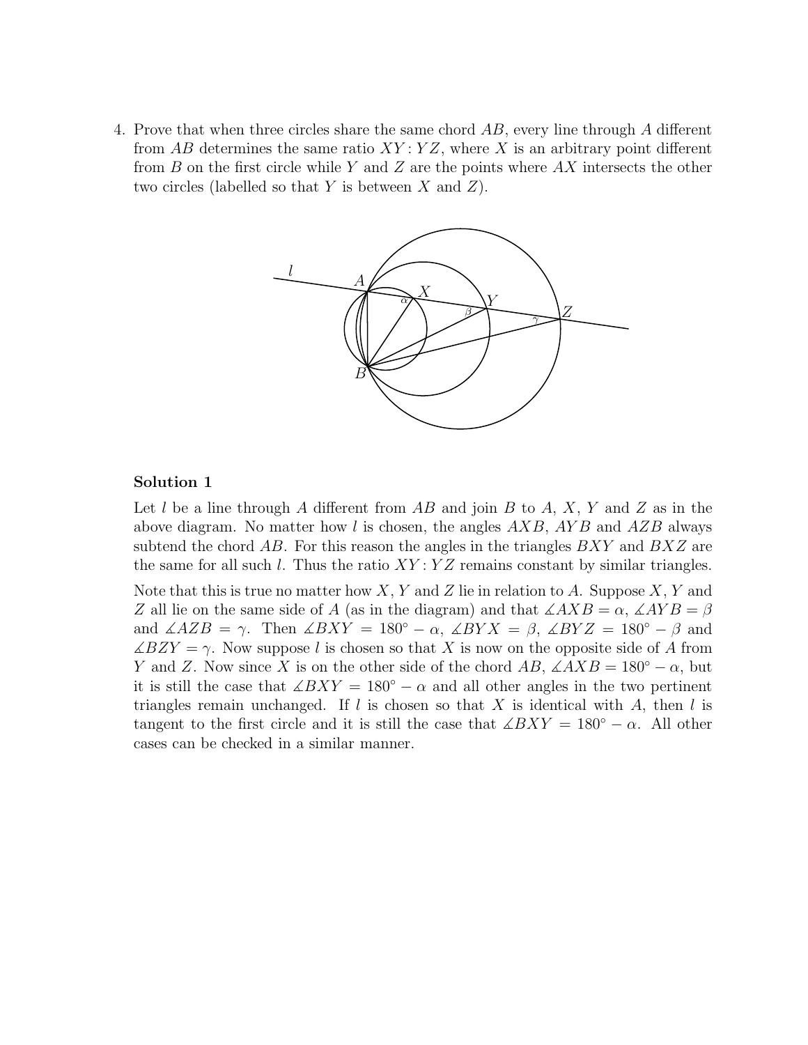4. Prove that when three circles share the same chord $AB$, every line through $A$ different from $AB$ determines the same ratio $XY : YZ$, where $X$ is an arbitrary point different from $B$ on the first circle while $Y$ and $Z$ are the points where $AX$ intersects the other two circles (labelled so that $Y$ is between $X$ and $Z$).

## Solution 1

Let $l$ be a line through $A$ different from $AB$ and join $B$ to $A$, $X$, $Y$ and $Z$ as in the above diagram. No matter how $l$ is chosen, the angles $AXB$, $AYB$ and $AZB$ always subtend the chord $AB$. For this reason the angles in the triangles $BXY$ and $BXZ$ are the same for all such $l$. Thus the ratio $XY : YZ$ remains constant by similar triangles.

Note that this is true no matter how $X$, $Y$ and $Z$ lie in relation to $A$. Suppose $X$, $Y$ and $Z$ all lie on the same side of $A$ (as in the diagram) and that $\measuredangle AXB = \alpha$, $\measuredangle AYB = \beta$ and $\measuredangle AZB = \gamma$. Then $\measuredangle BXY = 180^\circ - \alpha$, $\measuredangle BYX = \beta$, $\measuredangle BYZ = 180^\circ - \beta$ and $\measuredangle BZY = \gamma$. Now suppose $l$ is chosen so that $X$ is now on the opposite side of $A$ from $Y$ and $Z$. Now since $X$ is on the other side of the chord $AB$, $\measuredangle AXB = 180^\circ - \alpha$, but it is still the case that $\measuredangle BXY = 180^\circ - \alpha$ and all other angles in the two pertinent triangles remain unchanged. If $l$ is chosen so that $X$ is identical with $A$, then $l$ is tangent to the first circle and it is still the case that $\measuredangle BXY = 180^\circ - \alpha$. All other cases can be checked in a similar manner.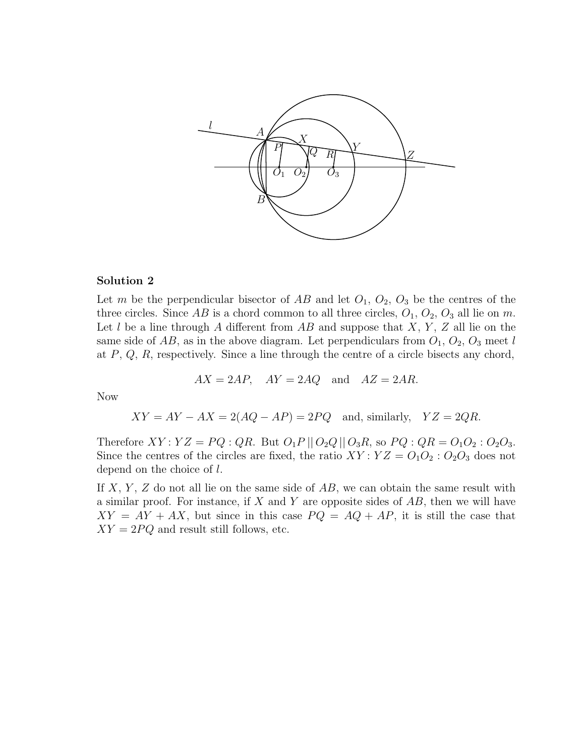### Solution 2

Let $m$ be the perpendicular bisector of $AB$ and let $O_1$, $O_2$, $O_3$ be the centres of the three circles. Since $AB$ is a chord common to all three circles, $O_1$, $O_2$, $O_3$ all lie on $m$. Let $l$ be a line through $A$ different from $AB$ and suppose that $X$, $Y$, $Z$ all lie on the same side of $AB$, as in the above diagram. Let perpendiculars from $O_1$, $O_2$, $O_3$ meet $l$ at $P$, $Q$, $R$, respectively. Since a line through the centre of a circle bisects any chord,

$$AX = 2AP, \quad AY = 2AQ \quad \text{and} \quad AZ = 2AR.$$

Now

$$XY = AY - AX = 2(AQ - AP) = 2PQ \quad \text{and, similarly,} \quad YZ = 2QR.$$

Therefore $XY : YZ = PQ : QR$. But $O_1P \,||\, O_2Q \,||\, O_3R$, so $PQ : QR = O_1O_2 : O_2O_3$. Since the centres of the circles are fixed, the ratio $XY : YZ = O_1O_2 : O_2O_3$ does not depend on the choice of $l$.

If $X$, $Y$, $Z$ do not all lie on the same side of $AB$, we can obtain the same result with a similar proof. For instance, if $X$ and $Y$ are opposite sides of $AB$, then we will have $XY = AY + AX$, but since in this case $PQ = AQ + AP$, it is still the case that $XY = 2PQ$ and result still follows, etc.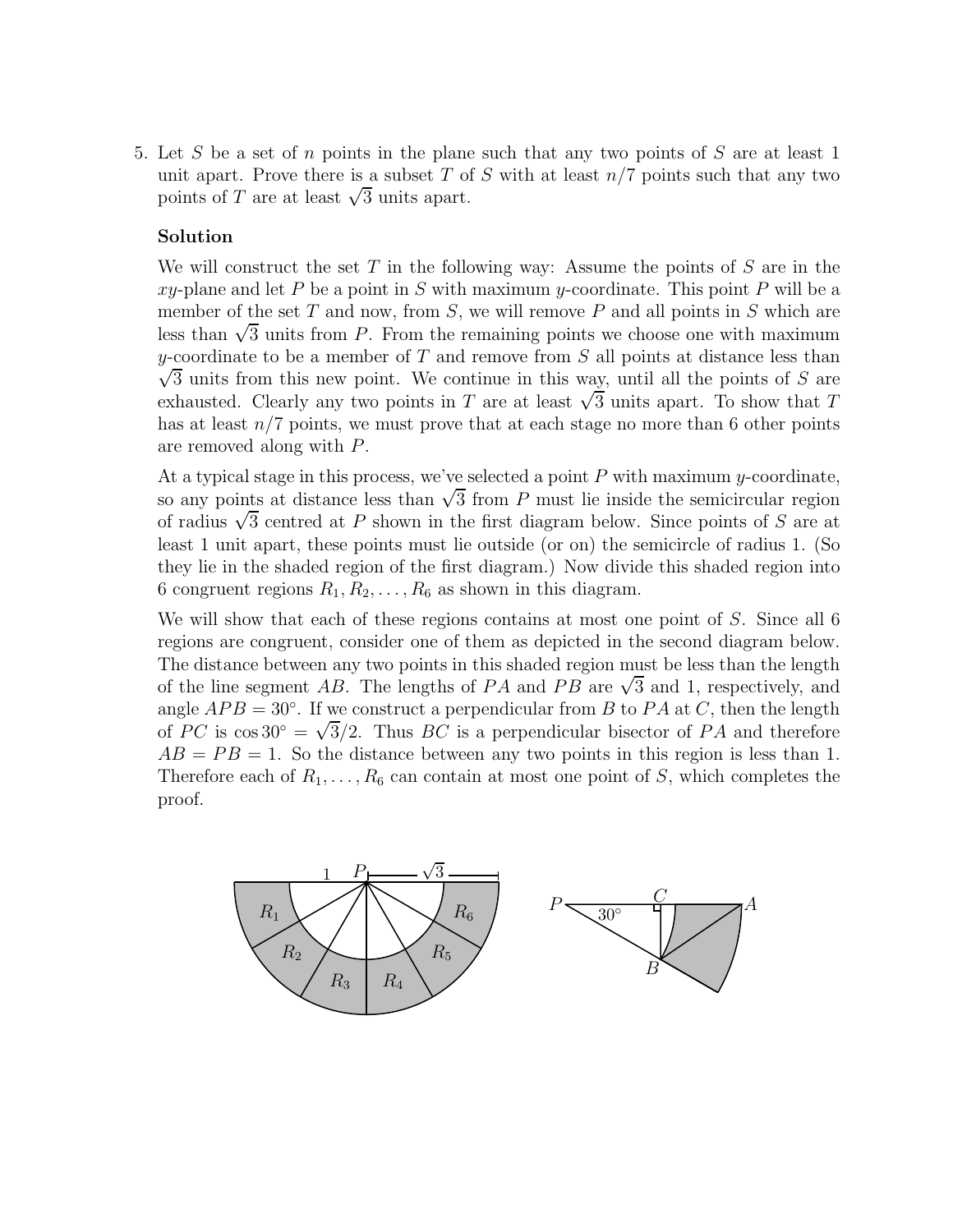5. Let $S$ be a set of $n$ points in the plane such that any two points of $S$ are at least 1 unit apart. Prove there is a subset $T$ of $S$ with at least $n/7$ points such that any two points of $T$ are at least $\sqrt{3}$ units apart.

**Solution**

We will construct the set $T$ in the following way: Assume the points of $S$ are in the $xy$-plane and let $P$ be a point in $S$ with maximum $y$-coordinate. This point $P$ will be a member of the set $T$ and now, from $S$, we will remove $P$ and all points in $S$ which are less than $\sqrt{3}$ units from $P$. From the remaining points we choose one with maximum $y$-coordinate to be a member of $T$ and remove from $S$ all points at distance less than $\sqrt{3}$ units from this new point. We continue in this way, until all the points of $S$ are exhausted. Clearly any two points in $T$ are at least $\sqrt{3}$ units apart. To show that $T$ has at least $n/7$ points, we must prove that at each stage no more than 6 other points are removed along with $P$.

At a typical stage in this process, we've selected a point $P$ with maximum $y$-coordinate, so any points at distance less than $\sqrt{3}$ from $P$ must lie inside the semicircular region of radius $\sqrt{3}$ centred at $P$ shown in the first diagram below. Since points of $S$ are at least 1 unit apart, these points must lie outside (or on) the semicircle of radius 1. (So they lie in the shaded region of the first diagram.) Now divide this shaded region into 6 congruent regions $R_1, R_2, \ldots, R_6$ as shown in this diagram.

We will show that each of these regions contains at most one point of $S$. Since all 6 regions are congruent, consider one of them as depicted in the second diagram below. The distance between any two points in this shaded region must be less than the length of the line segment $AB$. The lengths of $PA$ and $PB$ are $\sqrt{3}$ and 1, respectively, and angle $APB = 30°$. If we construct a perpendicular from $B$ to $PA$ at $C$, then the length of $PC$ is $\cos 30° = \sqrt{3}/2$. Thus $BC$ is a perpendicular bisector of $PA$ and therefore $AB = PB = 1$. So the distance between any two points in this region is less than 1. Therefore each of $R_1, \ldots, R_6$ can contain at most one point of $S$, which completes the proof.

1
P
$\sqrt{3}$
$R_1$
$R_2$
$R_3$
$R_4$
$R_5$
$R_6$

P
C
A
30°
B